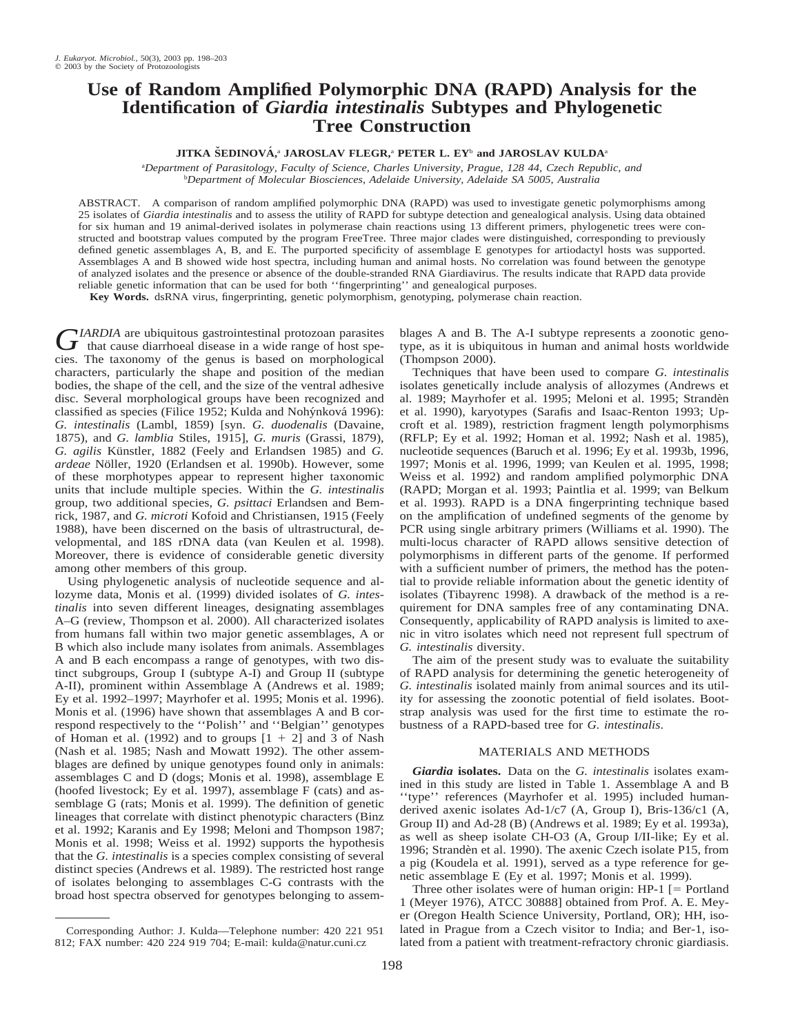# Use of Random Amplified Polymorphic DNA (RAPD) Analysis for the Identification of *Giardia intestinalis* Subtypes and Phylogenetic Tree Construction

**JITKA ŠEDINOVÁ,[a] JAROSLAV FLEGR,[a] PETER L. EY[b] and JAROSLAV KULDA[a]**

[a]*Department of Parasitology, Faculty of Science, Charles University, Prague, 128 44, Czech Republic, and*
[b]*Department of Molecular Biosciences, Adelaide University, Adelaide SA 5005, Australia*

ABSTRACT. A comparison of random amplified polymorphic DNA (RAPD) was used to investigate genetic polymorphisms among 25 isolates of *Giardia intestinalis* and to assess the utility of RAPD for subtype detection and genealogical analysis. Using data obtained for six human and 19 animal-derived isolates in polymerase chain reactions using 13 different primers, phylogenetic trees were constructed and bootstrap values computed by the program FreeTree. Three major clades were distinguished, corresponding to previously defined genetic assemblages A, B, and E. The purported specificity of assemblage E genotypes for artiodactyl hosts was supported. Assemblages A and B showed wide host spectra, including human and animal hosts. No correlation was found between the genotype of analyzed isolates and the presence or absence of the double-stranded RNA Giardiavirus. The results indicate that RAPD data provide reliable genetic information that can be used for both ''fingerprinting'' and genealogical purposes.

**Key Words.** dsRNA virus, fingerprinting, genetic polymorphism, genotyping, polymerase chain reaction.

*GIARDIA* are ubiquitous gastrointestinal protozoan parasites that cause diarrhoeal disease in a wide range of host species. The taxonomy of the genus is based on morphological characters, particularly the shape and position of the median bodies, the shape of the cell, and the size of the ventral adhesive disc. Several morphological groups have been recognized and classified as species (Filice 1952; Kulda and Nohýnková 1996): *G. intestinalis* (Lambl, 1859) [syn. *G. duodenalis* (Davaine, 1875), and *G. lamblia* Stiles, 1915], *G. muris* (Grassi, 1879), *G. agilis* Künstler, 1882 (Feely and Erlandsen 1985) and *G. ardeae* Nöller, 1920 (Erlandsen et al. 1990b). However, some of these morphotypes appear to represent higher taxonomic units that include multiple species. Within the *G. intestinalis* group, two additional species, *G. psittaci* Erlandsen and Bemrick, 1987, and *G. microti* Kofoid and Christiansen, 1915 (Feely 1988), have been discerned on the basis of ultrastructural, developmental, and 18S rDNA data (van Keulen et al. 1998). Moreover, there is evidence of considerable genetic diversity among other members of this group.

Using phylogenetic analysis of nucleotide sequence and allozyme data, Monis et al. (1999) divided isolates of *G. intestinalis* into seven different lineages, designating assemblages A–G (review, Thompson et al. 2000). All characterized isolates from humans fall within two major genetic assemblages, A or B which also include many isolates from animals. Assemblages A and B each encompass a range of genotypes, with two distinct subgroups, Group I (subtype A-I) and Group II (subtype A-II), prominent within Assemblage A (Andrews et al. 1989; Ey et al. 1992–1997; Mayrhofer et al. 1995; Monis et al. 1996). Monis et al. (1996) have shown that assemblages A and B correspond respectively to the ''Polish'' and ''Belgian'' genotypes of Homan et al. (1992) and to groups [1 + 2] and 3 of Nash (Nash et al. 1985; Nash and Mowatt 1992). The other assemblages are defined by unique genotypes found only in animals: assemblages C and D (dogs; Monis et al. 1998), assemblage E (hoofed livestock; Ey et al. 1997), assemblage F (cats) and assemblage G (rats; Monis et al. 1999). The definition of genetic lineages that correlate with distinct phenotypic characters (Binz et al. 1992; Karanis and Ey 1998; Meloni and Thompson 1987; Monis et al. 1998; Weiss et al. 1992) supports the hypothesis that the *G. intestinalis* is a species complex consisting of several distinct species (Andrews et al. 1989). The restricted host range of isolates belonging to assemblages C-G contrasts with the broad host spectra observed for genotypes belonging to assemblages A and B. The A-I subtype represents a zoonotic genotype, as it is ubiquitous in human and animal hosts worldwide (Thompson 2000).

Techniques that have been used to compare *G. intestinalis* isolates genetically include analysis of allozymes (Andrews et al. 1989; Mayrhofer et al. 1995; Meloni et al. 1995; Strandèn et al. 1990), karyotypes (Sarafis and Isaac-Renton 1993; Upcroft et al. 1989), restriction fragment length polymorphisms (RFLP; Ey et al. 1992; Homan et al. 1992; Nash et al. 1985), nucleotide sequences (Baruch et al. 1996; Ey et al. 1993b, 1996, 1997; Monis et al. 1996, 1999; van Keulen et al. 1995, 1998; Weiss et al. 1992) and random amplified polymorphic DNA (RAPD; Morgan et al. 1993; Paintlia et al. 1999; van Belkum et al. 1993). RAPD is a DNA fingerprinting technique based on the amplification of undefined segments of the genome by PCR using single arbitrary primers (Williams et al. 1990). The multi-locus character of RAPD allows sensitive detection of polymorphisms in different parts of the genome. If performed with a sufficient number of primers, the method has the potential to provide reliable information about the genetic identity of isolates (Tibayrenc 1998). A drawback of the method is a requirement for DNA samples free of any contaminating DNA. Consequently, applicability of RAPD analysis is limited to axenic in vitro isolates which need not represent full spectrum of *G. intestinalis* diversity.

The aim of the present study was to evaluate the suitability of RAPD analysis for determining the genetic heterogeneity of *G. intestinalis* isolated mainly from animal sources and its utility for assessing the zoonotic potential of field isolates. Bootstrap analysis was used for the first time to estimate the robustness of a RAPD-based tree for *G. intestinalis*.

## MATERIALS AND METHODS

***Giardia* isolates.** Data on the *G. intestinalis* isolates examined in this study are listed in Table 1. Assemblage A and B ''type'' references (Mayrhofer et al. 1995) included human-derived axenic isolates Ad-1/c7 (A, Group I), Bris-136/c1 (A, Group II) and Ad-28 (B) (Andrews et al. 1989; Ey et al. 1993a), as well as sheep isolate CH-O3 (A, Group I/II-like; Ey et al. 1996; Strandèn et al. 1990). The axenic Czech isolate P15, from a pig (Koudela et al. 1991), served as a type reference for genetic assemblage E (Ey et al. 1997; Monis et al. 1999).

Three other isolates were of human origin: HP-1 [= Portland 1 (Meyer 1976), ATCC 30888] obtained from Prof. A. E. Meyer (Oregon Health Science University, Portland, OR); HH, isolated in Prague from a Czech visitor to India; and Ber-1, isolated from a patient with treatment-refractory chronic giardiasis.

Corresponding Author: J. Kulda—Telephone number: 420 221 951 812; FAX number: 420 224 919 704; E-mail: kulda@natur.cuni.cz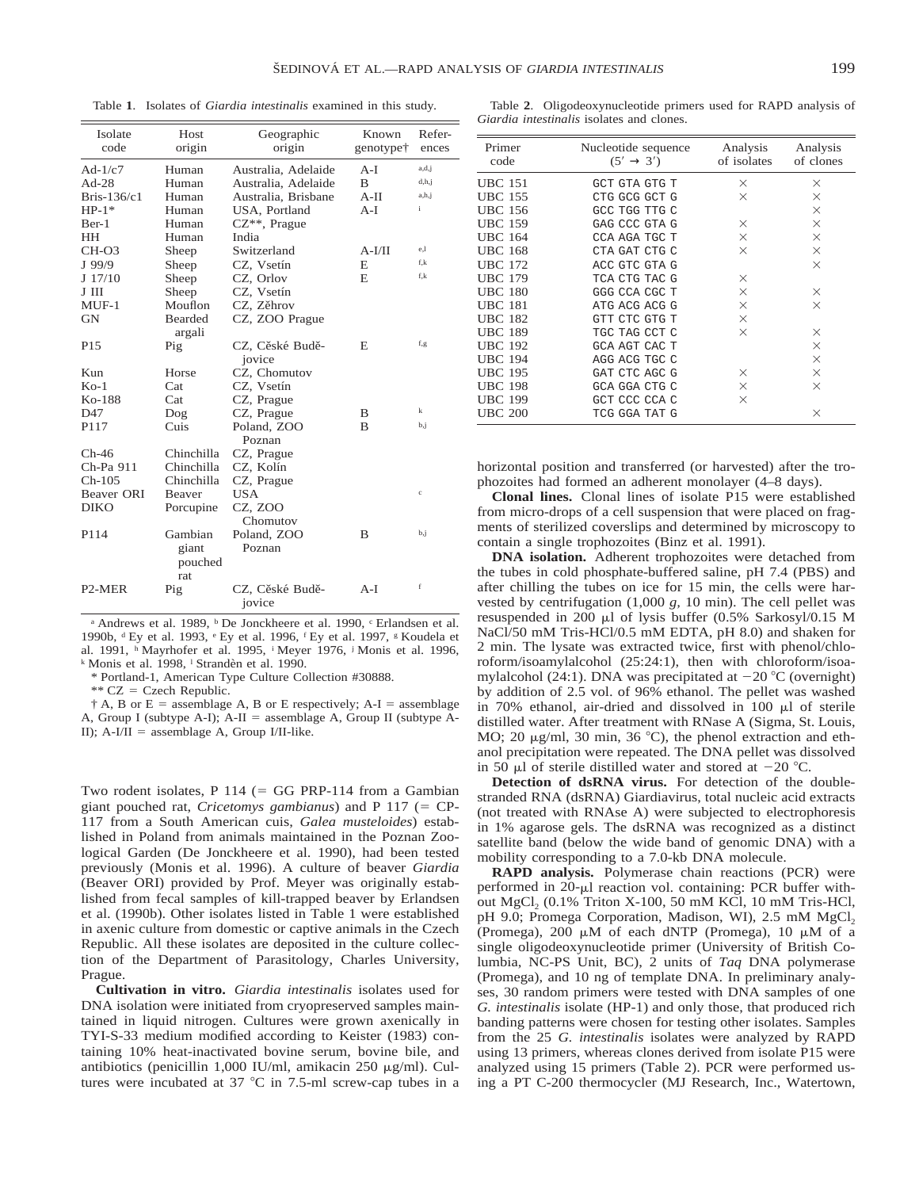Table **1**. Isolates of *Giardia intestinalis* examined in this study.

| Isolate code | Host origin | Geographic origin | Known genotype† | References |
|---|---|---|---|---|
| Ad-1/c7 | Human | Australia, Adelaide | A-I | a,d,j |
| Ad-28 | Human | Australia, Adelaide | B | d,h,j |
| Bris-136/c1 | Human | Australia, Brisbane | A-II | a,h,j |
| HP-1* | Human | USA, Portland | A-I | i |
| Ber-1 | Human | CZ**, Prague | | |
| HH | Human | India | | |
| CH-O3 | Sheep | Switzerland | A-I/II | e,l |
| J 99/9 | Sheep | CZ, Vsetín | E | f,k |
| J 17/10 | Sheep | CZ, Orlov | E | f,k |
| J III | Sheep | CZ, Vsetín | | |
| MUF-1 | Mouflon | CZ, Zěhrov | | |
| GN | Bearded argali | CZ, ZOO Prague | | |
| P15 | Pig | CZ, České Budějovice | E | f,g |
| Kun | Horse | CZ, Chomutov | | |
| Ko-1 | Cat | CZ, Vsetín | | |
| Ko-188 | Cat | CZ, Prague | | |
| D47 | Dog | CZ, Prague | B | k |
| P117 | Cuis | Poland, ZOO Poznan | B | b,j |
| Ch-46 | Chinchilla | CZ, Prague | | |
| Ch-Pa 911 | Chinchilla | CZ, Kolín | | |
| Ch-105 | Chinchilla | CZ, Prague | | |
| Beaver ORI | Beaver | USA | | c |
| DIKO | Porcupine | CZ, ZOO Chomutov | | |
| P114 | Gambian giant pouched rat | Poland, ZOO Poznan | B | b,j |
| P2-MER | Pig | CZ, České Budějovice | A-I | f |

[a] Andrews et al. 1989, [b] De Jonckheere et al. 1990, [c] Erlandsen et al. 1990b, [d] Ey et al. 1993, [e] Ey et al. 1996, [f] Ey et al. 1997, [g] Koudela et al. 1991, [h] Mayrhofer et al. 1995, [i] Meyer 1976, [j] Monis et al. 1996, [k] Monis et al. 1998, [l] Strandèn et al. 1990.

\* Portland-1, American Type Culture Collection #30888.

\*\* CZ = Czech Republic.

† A, B or E = assemblage A, B or E respectively; A-I = assemblage A, Group I (subtype A-I); A-II = assemblage A, Group II (subtype A-II); A-I/II = assemblage A, Group I/II-like.

Table **2**. Oligodeoxynucleotide primers used for RAPD analysis of *Giardia intestinalis* isolates and clones.

| Primer code | Nucleotide sequence (5′ → 3′) | Analysis of isolates | Analysis of clones |
|---|---|---|---|
| UBC 151 | GCT GTA GTG T | × | × |
| UBC 155 | CTG GCG GCT G | × | × |
| UBC 156 | GCC TGG TTG C | | × |
| UBC 159 | GAG CCC GTA G | × | × |
| UBC 164 | CCA AGA TGC T | × | × |
| UBC 168 | CTA GAT CTG C | × | × |
| UBC 172 | ACC GTC GTA G | | × |
| UBC 179 | TCA CTG TAC G | × | |
| UBC 180 | GGG CCA CGC T | × | × |
| UBC 181 | ATG ACG ACG G | × | × |
| UBC 182 | GTT CTC GTG T | × | |
| UBC 189 | TGC TAG CCT C | × | × |
| UBC 192 | GCA AGT CAC T | | × |
| UBC 194 | AGG ACG TGC C | | × |
| UBC 195 | GAT CTC AGC G | × | × |
| UBC 198 | GCA GGA CTG C | × | × |
| UBC 199 | GCT CCC CCA C | × | |
| UBC 200 | TCG GGA TAT G | | × |

Two rodent isolates, P 114 (= GG PRP-114 from a Gambian giant pouched rat, *Cricetomys gambianus*) and P 117 (= CP-117 from a South American cuis, *Galea musteloides*) established in Poland from animals maintained in the Poznan Zoological Garden (De Jonckheere et al. 1990), had been tested previously (Monis et al. 1996). A culture of beaver *Giardia* (Beaver ORI) provided by Prof. Meyer was originally established from fecal samples of kill-trapped beaver by Erlandsen et al. (1990b). Other isolates listed in Table 1 were established in axenic culture from domestic or captive animals in the Czech Republic. All these isolates are deposited in the culture collection of the Department of Parasitology, Charles University, Prague.

**Cultivation in vitro.** *Giardia intestinalis* isolates used for DNA isolation were initiated from cryopreserved samples maintained in liquid nitrogen. Cultures were grown axenically in TYI-S-33 medium modified according to Keister (1983) containing 10% heat-inactivated bovine serum, bovine bile, and antibiotics (penicillin 1,000 IU/ml, amikacin 250 μg/ml). Cultures were incubated at 37 °C in 7.5-ml screw-cap tubes in a horizontal position and transferred (or harvested) after the trophozoites had formed an adherent monolayer (4–8 days).

**Clonal lines.** Clonal lines of isolate P15 were established from micro-drops of a cell suspension that were placed on fragments of sterilized coverslips and determined by microscopy to contain a single trophozoites (Binz et al. 1991).

**DNA isolation.** Adherent trophozoites were detached from the tubes in cold phosphate-buffered saline, pH 7.4 (PBS) and after chilling the tubes on ice for 15 min, the cells were harvested by centrifugation (1,000 *g*, 10 min). The cell pellet was resuspended in 200 μl of lysis buffer (0.5% Sarkosyl/0.15 M NaCl/50 mM Tris-HCl/0.5 mM EDTA, pH 8.0) and shaken for 2 min. The lysate was extracted twice, first with phenol/chloroform/isoamylalcohol (25:24:1), then with chloroform/isoamylalcohol (24:1). DNA was precipitated at −20 °C (overnight) by addition of 2.5 vol. of 96% ethanol. The pellet was washed in 70% ethanol, air-dried and dissolved in 100 μl of sterile distilled water. After treatment with RNase A (Sigma, St. Louis, MO; 20 μg/ml, 30 min, 36 °C), the phenol extraction and ethanol precipitation were repeated. The DNA pellet was dissolved in 50 μl of sterile distilled water and stored at −20 °C.

**Detection of dsRNA virus.** For detection of the double-stranded RNA (dsRNA) Giardiavirus, total nucleic acid extracts (not treated with RNAse A) were subjected to electrophoresis in 1% agarose gels. The dsRNA was recognized as a distinct satellite band (below the wide band of genomic DNA) with a mobility corresponding to a 7.0-kb DNA molecule.

**RAPD analysis.** Polymerase chain reactions (PCR) were performed in 20-μl reaction vol. containing: PCR buffer without $MgCl_2$ (0.1% Triton X-100, 50 mM KCl, 10 mM Tris-HCl, pH 9.0; Promega Corporation, Madison, WI), 2.5 mM $MgCl_2$ (Promega), 200 μM of each dNTP (Promega), 10 μM of a single oligodeoxynucleotide primer (University of British Columbia, NC-PS Unit, BC), 2 units of *Taq* DNA polymerase (Promega), and 10 ng of template DNA. In preliminary analyses, 30 random primers were tested with DNA samples of one *G. intestinalis* isolate (HP-1) and only those, that produced rich banding patterns were chosen for testing other isolates. Samples from the 25 *G. intestinalis* isolates were analyzed by RAPD using 13 primers, whereas clones derived from isolate P15 were analyzed using 15 primers (Table 2). PCR were performed using a PT C-200 thermocycler (MJ Research, Inc., Watertown,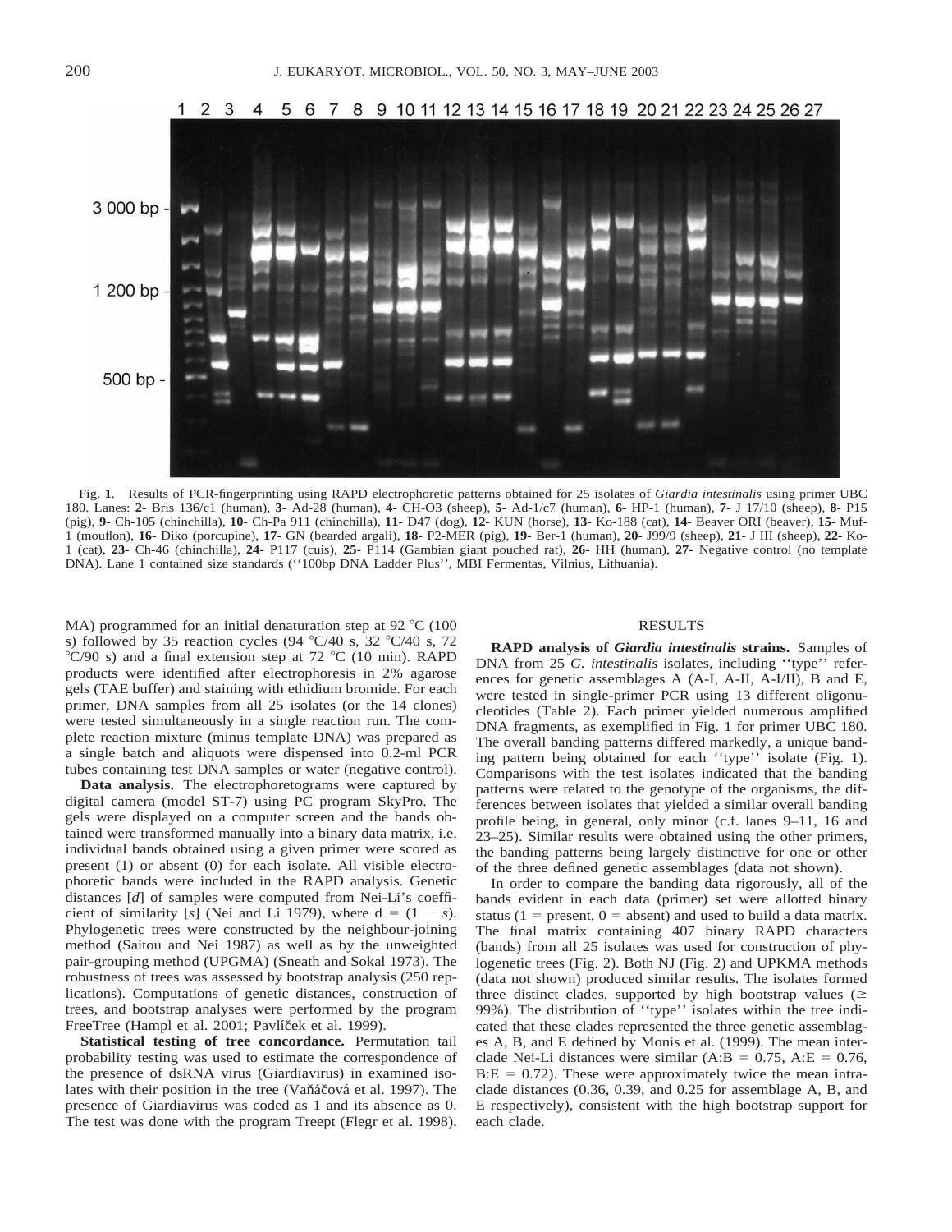Fig. **1**. Results of PCR-fingerprinting using RAPD electrophoretic patterns obtained for 25 isolates of *Giardia intestinalis* using primer UBC 180. Lanes: **2**- Bris 136/c1 (human), **3**- Ad-28 (human), **4**- CH-O3 (sheep), **5**- Ad-1/c7 (human), **6**- HP-1 (human), **7**- J 17/10 (sheep), **8**- P15 (pig), **9**- Ch-105 (chinchilla), **10**- Ch-Pa 911 (chinchilla), **11**- D47 (dog), **12**- KUN (horse), **13**- Ko-188 (cat), **14**- Beaver ORI (beaver), **15**- Muf-1 (mouflon), **16**- Diko (porcupine), **17**- GN (bearded argali), **18**- P2-MER (pig), **19**- Ber-1 (human), **20**- J99/9 (sheep), **21**- J III (sheep), **22**- Ko-1 (cat), **23**- Ch-46 (chinchilla), **24**- P117 (cuis), **25**- P114 (Gambian giant pouched rat), **26**- HH (human), **27**- Negative control (no template DNA). Lane 1 contained size standards (''100bp DNA Ladder Plus'', MBI Fermentas, Vilnius, Lithuania).

MA) programmed for an initial denaturation step at 92 °C (100 s) followed by 35 reaction cycles (94 °C/40 s, 32 °C/40 s, 72 °C/90 s) and a final extension step at 72 °C (10 min). RAPD products were identified after electrophoresis in 2% agarose gels (TAE buffer) and staining with ethidium bromide. For each primer, DNA samples from all 25 isolates (or the 14 clones) were tested simultaneously in a single reaction run. The complete reaction mixture (minus template DNA) was prepared as a single batch and aliquots were dispensed into 0.2-ml PCR tubes containing test DNA samples or water (negative control).

**Data analysis.** The electrophoretograms were captured by digital camera (model ST-7) using PC program SkyPro. The gels were displayed on a computer screen and the bands obtained were transformed manually into a binary data matrix, i.e. individual bands obtained using a given primer were scored as present (1) or absent (0) for each isolate. All visible electrophoretic bands were included in the RAPD analysis. Genetic distances [*d*] of samples were computed from Nei-Li's coefficient of similarity [*s*] (Nei and Li 1979), where $d = (1 - s)$. Phylogenetic trees were constructed by the neighbour-joining method (Saitou and Nei 1987) as well as by the unweighted pair-grouping method (UPGMA) (Sneath and Sokal 1973). The robustness of trees was assessed by bootstrap analysis (250 replications). Computations of genetic distances, construction of trees, and bootstrap analyses were performed by the program FreeTree (Hampl et al. 2001; Pavlíček et al. 1999).

**Statistical testing of tree concordance.** Permutation tail probability testing was used to estimate the correspondence of the presence of dsRNA virus (Giardiavirus) in examined isolates with their position in the tree (Vaňáčová et al. 1997). The presence of Giardiavirus was coded as 1 and its absence as 0. The test was done with the program Treept (Flegr et al. 1998).

## RESULTS

**RAPD analysis of *Giardia intestinalis* strains.** Samples of DNA from 25 *G. intestinalis* isolates, including ''type'' references for genetic assemblages A (A-I, A-II, A-I/II), B and E, were tested in single-primer PCR using 13 different oligonucleotides (Table 2). Each primer yielded numerous amplified DNA fragments, as exemplified in Fig. 1 for primer UBC 180. The overall banding patterns differed markedly, a unique banding pattern being obtained for each ''type'' isolate (Fig. 1). Comparisons with the test isolates indicated that the banding patterns were related to the genotype of the organisms, the differences between isolates that yielded a similar overall banding profile being, in general, only minor (c.f. lanes 9–11, 16 and 23–25). Similar results were obtained using the other primers, the banding patterns being largely distinctive for one or other of the three defined genetic assemblages (data not shown).

In order to compare the banding data rigorously, all of the bands evident in each data (primer) set were allotted binary status (1 = present, 0 = absent) and used to build a data matrix. The final matrix containing 407 binary RAPD characters (bands) from all 25 isolates was used for construction of phylogenetic trees (Fig. 2). Both NJ (Fig. 2) and UPKMA methods (data not shown) produced similar results. The isolates formed three distinct clades, supported by high bootstrap values ($\geq$ 99%). The distribution of ''type'' isolates within the tree indicated that these clades represented the three genetic assemblages A, B, and E defined by Monis et al. (1999). The mean interclade Nei-Li distances were similar (A:B = 0.75, A:E = 0.76, B:E = 0.72). These were approximately twice the mean intraclade distances (0.36, 0.39, and 0.25 for assemblage A, B, and E respectively), consistent with the high bootstrap support for each clade.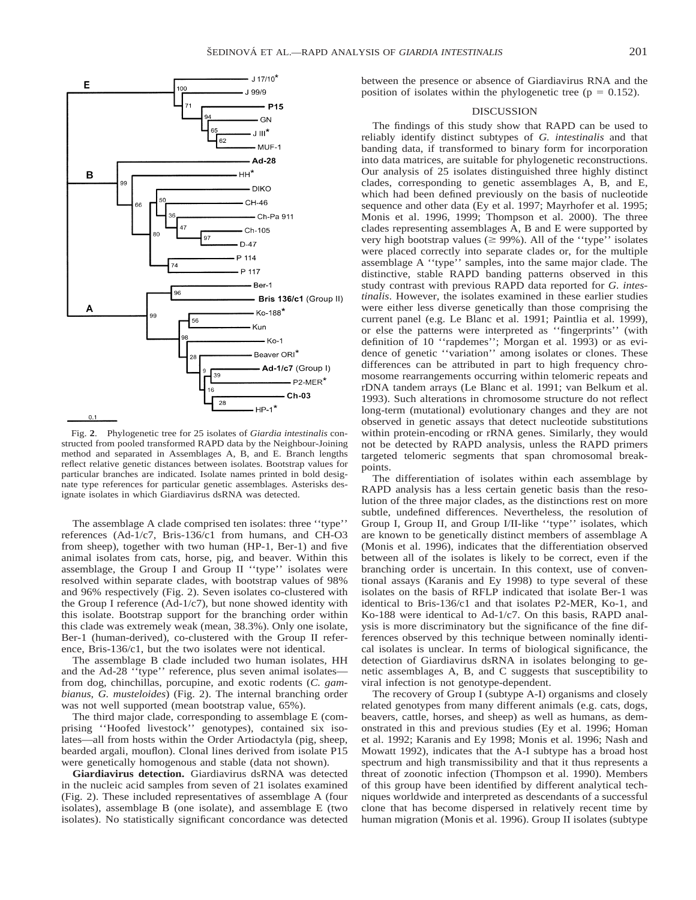Fig. 2. Phylogenetic tree for 25 isolates of *Giardia intestinalis* constructed from pooled transformed RAPD data by the Neighbour-Joining method and separated in Assemblages A, B, and E. Branch lengths reflect relative genetic distances between isolates. Bootstrap values for particular branches are indicated. Isolate names printed in bold designate type references for particular genetic assemblages. Asterisks designate isolates in which Giardiavirus dsRNA was detected.

The assemblage A clade comprised ten isolates: three ''type'' references (Ad-1/c7, Bris-136/c1 from humans, and CH-O3 from sheep), together with two human (HP-1, Ber-1) and five animal isolates from cats, horse, pig, and beaver. Within this assemblage, the Group I and Group II ''type'' isolates were resolved within separate clades, with bootstrap values of 98% and 96% respectively (Fig. 2). Seven isolates co-clustered with the Group I reference (Ad-1/c7), but none showed identity with this isolate. Bootstrap support for the branching order within this clade was extremely weak (mean, 38.3%). Only one isolate, Ber-1 (human-derived), co-clustered with the Group II reference, Bris-136/c1, but the two isolates were not identical.

The assemblage B clade included two human isolates, HH and the Ad-28 ''type'' reference, plus seven animal isolates—from dog, chinchillas, porcupine, and exotic rodents (*C. gambianus*, *G. musteloides*) (Fig. 2). The internal branching order was not well supported (mean bootstrap value, 65%).

The third major clade, corresponding to assemblage E (comprising ''Hoofed livestock'' genotypes), contained six isolates—all from hosts within the Order Artiodactyla (pig, sheep, bearded argali, mouflon). Clonal lines derived from isolate P15 were genetically homogenous and stable (data not shown).

**Giardiavirus detection.** Giardiavirus dsRNA was detected in the nucleic acid samples from seven of 21 isolates examined (Fig. 2). These included representatives of assemblage A (four isolates), assemblage B (one isolate), and assemblage E (two isolates). No statistically significant concordance was detected between the presence or absence of Giardiavirus RNA and the position of isolates within the phylogenetic tree ($p = 0.152$).

## DISCUSSION

The findings of this study show that RAPD can be used to reliably identify distinct subtypes of *G. intestinalis* and that banding data, if transformed to binary form for incorporation into data matrices, are suitable for phylogenetic reconstructions. Our analysis of 25 isolates distinguished three highly distinct clades, corresponding to genetic assemblages A, B, and E, which had been defined previously on the basis of nucleotide sequence and other data (Ey et al. 1997; Mayrhofer et al. 1995; Monis et al. 1996, 1999; Thompson et al. 2000). The three clades representing assemblages A, B and E were supported by very high bootstrap values ($\geq$ 99%). All of the ''type'' isolates were placed correctly into separate clades or, for the multiple assemblage A ''type'' samples, into the same major clade. The distinctive, stable RAPD banding patterns observed in this study contrast with previous RAPD data reported for *G. intestinalis*. However, the isolates examined in these earlier studies were either less diverse genetically than those comprising the current panel (e.g. Le Blanc et al. 1991; Paintlia et al. 1999), or else the patterns were interpreted as ''fingerprints'' (with definition of 10 ''rapdemes''; Morgan et al. 1993) or as evidence of genetic ''variation'' among isolates or clones. These differences can be attributed in part to high frequency chromosome rearrangements occurring within telomeric repeats and rDNA tandem arrays (Le Blanc et al. 1991; van Belkum et al. 1993). Such alterations in chromosome structure do not reflect long-term (mutational) evolutionary changes and they are not observed in genetic assays that detect nucleotide substitutions within protein-encoding or rRNA genes. Similarly, they would not be detected by RAPD analysis, unless the RAPD primers targeted telomeric segments that span chromosomal breakpoints.

The differentiation of isolates within each assemblage by RAPD analysis has a less certain genetic basis than the resolution of the three major clades, as the distinctions rest on more subtle, undefined differences. Nevertheless, the resolution of Group I, Group II, and Group I/II-like ''type'' isolates, which are known to be genetically distinct members of assemblage A (Monis et al. 1996), indicates that the differentiation observed between all of the isolates is likely to be correct, even if the branching order is uncertain. In this context, use of conventional assays (Karanis and Ey 1998) to type several of these isolates on the basis of RFLP indicated that isolate Ber-1 was identical to Bris-136/c1 and that isolates P2-MER, Ko-1, and Ko-188 were identical to Ad-1/c7. On this basis, RAPD analysis is more discriminatory but the significance of the fine differences observed by this technique between nominally identical isolates is unclear. In terms of biological significance, the detection of Giardiavirus dsRNA in isolates belonging to genetic assemblages A, B, and C suggests that susceptibility to viral infection is not genotype-dependent.

The recovery of Group I (subtype A-I) organisms and closely related genotypes from many different animals (e.g. cats, dogs, beavers, cattle, horses, and sheep) as well as humans, as demonstrated in this and previous studies (Ey et al. 1996; Homan et al. 1992; Karanis and Ey 1998; Monis et al. 1996; Nash and Mowatt 1992), indicates that the A-I subtype has a broad host spectrum and high transmissibility and that it thus represents a threat of zoonotic infection (Thompson et al. 1990). Members of this group have been identified by different analytical techniques worldwide and interpreted as descendants of a successful clone that has become dispersed in relatively recent time by human migration (Monis et al. 1996). Group II isolates (subtype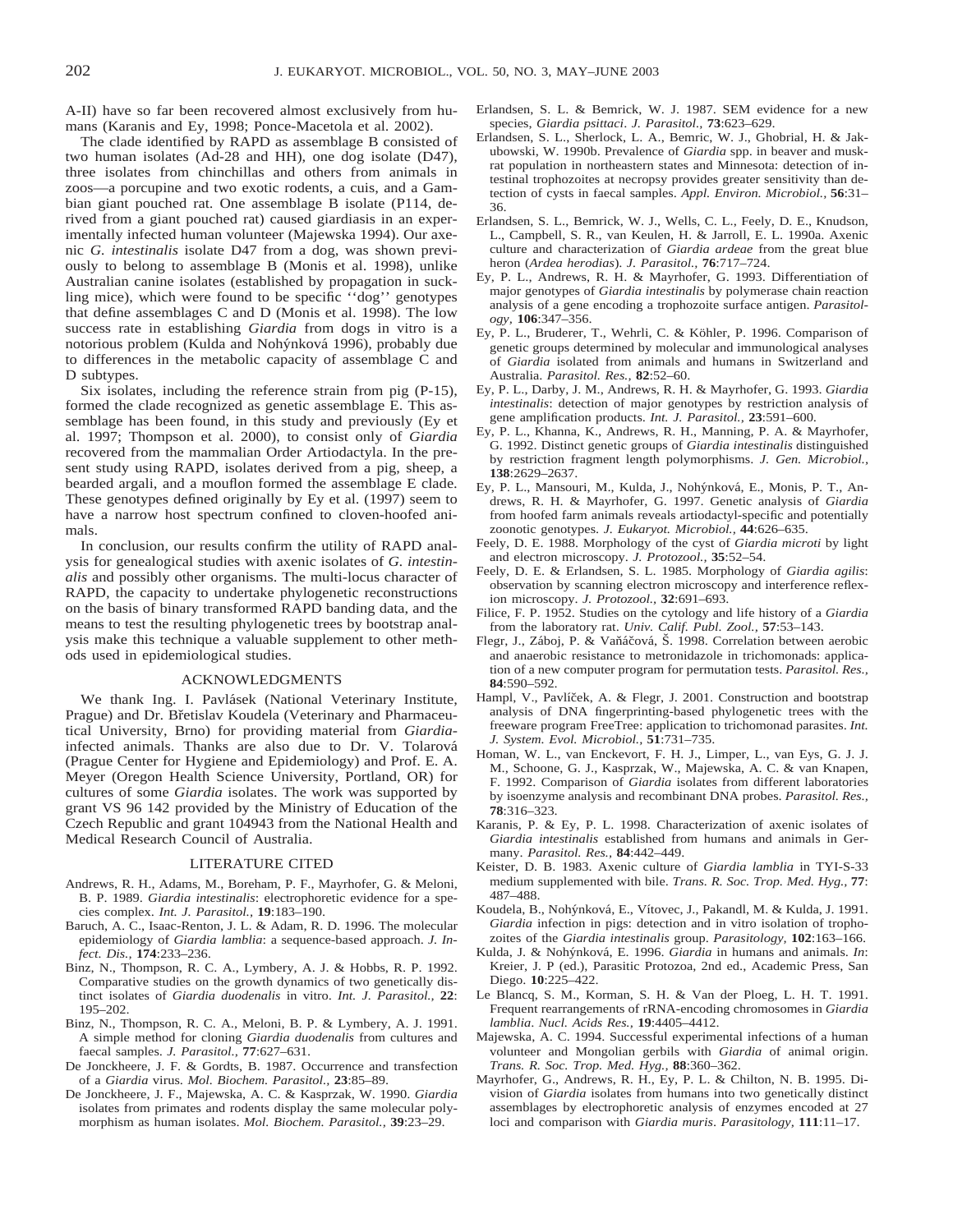A-II) have so far been recovered almost exclusively from humans (Karanis and Ey, 1998; Ponce-Macetola et al. 2002).

The clade identified by RAPD as assemblage B consisted of two human isolates (Ad-28 and HH), one dog isolate (D47), three isolates from chinchillas and others from animals in zoos—a porcupine and two exotic rodents, a cuis, and a Gambian giant pouched rat. One assemblage B isolate (P114, derived from a giant pouched rat) caused giardiasis in an experimentally infected human volunteer (Majewska 1994). Our axenic *G. intestinalis* isolate D47 from a dog, was shown previously to belong to assemblage B (Monis et al. 1998), unlike Australian canine isolates (established by propagation in suckling mice), which were found to be specific ''dog'' genotypes that define assemblages C and D (Monis et al. 1998). The low success rate in establishing *Giardia* from dogs in vitro is a notorious problem (Kulda and Nohýnková 1996), probably due to differences in the metabolic capacity of assemblage C and D subtypes.

Six isolates, including the reference strain from pig (P-15), formed the clade recognized as genetic assemblage E. This assemblage has been found, in this study and previously (Ey et al. 1997; Thompson et al. 2000), to consist only of *Giardia* recovered from the mammalian Order Artiodactyla. In the present study using RAPD, isolates derived from a pig, sheep, a bearded argali, and a mouflon formed the assemblage E clade. These genotypes defined originally by Ey et al. (1997) seem to have a narrow host spectrum confined to cloven-hoofed animals.

In conclusion, our results confirm the utility of RAPD analysis for genealogical studies with axenic isolates of *G. intestinalis* and possibly other organisms. The multi-locus character of RAPD, the capacity to undertake phylogenetic reconstructions on the basis of binary transformed RAPD banding data, and the means to test the resulting phylogenetic trees by bootstrap analysis make this technique a valuable supplement to other methods used in epidemiological studies.

## ACKNOWLEDGMENTS

We thank Ing. I. Pavlásek (National Veterinary Institute, Prague) and Dr. Břetislav Koudela (Veterinary and Pharmaceutical University, Brno) for providing material from *Giardia*-infected animals. Thanks are also due to Dr. V. Tolarová (Prague Center for Hygiene and Epidemiology) and Prof. E. A. Meyer (Oregon Health Science University, Portland, OR) for cultures of some *Giardia* isolates. The work was supported by grant VS 96 142 provided by the Ministry of Education of the Czech Republic and grant 104943 from the National Health and Medical Research Council of Australia.

## LITERATURE CITED

Andrews, R. H., Adams, M., Boreham, P. F., Mayrhofer, G. & Meloni, B. P. 1989. *Giardia intestinalis*: electrophoretic evidence for a species complex. *Int. J. Parasitol.,* **19**:183–190.

Baruch, A. C., Isaac-Renton, J. L. & Adam, R. D. 1996. The molecular epidemiology of *Giardia lamblia*: a sequence-based approach. *J. Infect. Dis.,* **174**:233–236.

Binz, N., Thompson, R. C. A., Lymbery, A. J. & Hobbs, R. P. 1992. Comparative studies on the growth dynamics of two genetically distinct isolates of *Giardia duodenalis* in vitro. *Int. J. Parasitol.,* **22**: 195–202.

Binz, N., Thompson, R. C. A., Meloni, B. P. & Lymbery, A. J. 1991. A simple method for cloning *Giardia duodenalis* from cultures and faecal samples. *J. Parasitol.,* **77**:627–631.

De Jonckheere, J. F. & Gordts, B. 1987. Occurrence and transfection of a *Giardia* virus. *Mol. Biochem. Parasitol.,* **23**:85–89.

De Jonckheere, J. F., Majewska, A. C. & Kasprzak, W. 1990. *Giardia* isolates from primates and rodents display the same molecular polymorphism as human isolates. *Mol. Biochem. Parasitol.,* **39**:23–29.

Erlandsen, S. L. & Bemrick, W. J. 1987. SEM evidence for a new species, *Giardia psittaci*. *J. Parasitol.,* **73**:623–629.

Erlandsen, S. L., Sherlock, L. A., Bemric, W. J., Ghobrial, H. & Jakubowski, W. 1990b. Prevalence of *Giardia* spp. in beaver and muskrat population in northeastern states and Minnesota: detection of intestinal trophozoites at necropsy provides greater sensitivity than detection of cysts in faecal samples. *Appl. Environ. Microbiol.,* **56**:31–36.

Erlandsen, S. L., Bemrick, W. J., Wells, C. L., Feely, D. E., Knudson, L., Campbell, S. R., van Keulen, H. & Jarroll, E. L. 1990a. Axenic culture and characterization of *Giardia ardeae* from the great blue heron (*Ardea herodias*). *J. Parasitol.,* **76**:717–724.

Ey, P. L., Andrews, R. H. & Mayrhofer, G. 1993. Differentiation of major genotypes of *Giardia intestinalis* by polymerase chain reaction analysis of a gene encoding a trophozoite surface antigen. *Parasitology,* **106**:347–356.

Ey, P. L., Bruderer, T., Wehrli, C. & Köhler, P. 1996. Comparison of genetic groups determined by molecular and immunological analyses of *Giardia* isolated from animals and humans in Switzerland and Australia. *Parasitol. Res.,* **82**:52–60.

Ey, P. L., Darby, J. M., Andrews, R. H. & Mayrhofer, G. 1993. *Giardia intestinalis*: detection of major genotypes by restriction analysis of gene amplification products. *Int. J. Parasitol.,* **23**:591–600.

Ey, P. L., Khanna, K., Andrews, R. H., Manning, P. A. & Mayrhofer, G. 1992. Distinct genetic groups of *Giardia intestinalis* distinguished by restriction fragment length polymorphisms. *J. Gen. Microbiol.,* **138**:2629–2637.

Ey, P. L., Mansouri, M., Kulda, J., Nohýnková, E., Monis, P. T., Andrews, R. H. & Mayrhofer, G. 1997. Genetic analysis of *Giardia* from hoofed farm animals reveals artiodactyl-specific and potentially zoonotic genotypes. *J. Eukaryot. Microbiol.,* **44**:626–635.

Feely, D. E. 1988. Morphology of the cyst of *Giardia microti* by light and electron microscopy. *J. Protozool.,* **35**:52–54.

Feely, D. E. & Erlandsen, S. L. 1985. Morphology of *Giardia agilis*: observation by scanning electron microscopy and interference reflexion microscopy. *J. Protozool.,* **32**:691–693.

Filice, F. P. 1952. Studies on the cytology and life history of a *Giardia* from the laboratory rat. *Univ. Calif. Publ. Zool.,* **57**:53–143.

Flegr, J., Záboj, P. & Vaňáčová, Š. 1998. Correlation between aerobic and anaerobic resistance to metronidazole in trichomonads: application of a new computer program for permutation tests. *Parasitol. Res.,* **84**:590–592.

Hampl, V., Pavlíček, A. & Flegr, J. 2001. Construction and bootstrap analysis of DNA fingerprinting-based phylogenetic trees with the freeware program FreeTree: application to trichomonad parasites. *Int. J. System. Evol. Microbiol.,* **51**:731–735.

Homan, W. L., van Enckevort, F. H. J., Limper, L., van Eys, G. J. J. M., Schoone, G. J., Kasprzak, W., Majewska, A. C. & van Knapen, F. 1992. Comparison of *Giardia* isolates from different laboratories by isoenzyme analysis and recombinant DNA probes. *Parasitol. Res.,* **78**:316–323.

Karanis, P. & Ey, P. L. 1998. Characterization of axenic isolates of *Giardia intestinalis* established from humans and animals in Germany. *Parasitol. Res.,* **84**:442–449.

Keister, D. B. 1983. Axenic culture of *Giardia lamblia* in TYI-S-33 medium supplemented with bile. *Trans. R. Soc. Trop. Med. Hyg.,* **77**: 487–488.

Koudela, B., Nohýnková, E., Vítovec, J., Pakandl, M. & Kulda, J. 1991. *Giardia* infection in pigs: detection and in vitro isolation of trophozoites of the *Giardia intestinalis* group. *Parasitology,* **102**:163–166.

Kulda, J. & Nohýnková, E. 1996. *Giardia* in humans and animals. *In*: Kreier, J. P (ed.), Parasitic Protozoa, 2nd ed., Academic Press, San Diego. **10**:225–422.

Le Blancq, S. M., Korman, S. H. & Van der Ploeg, L. H. T. 1991. Frequent rearrangements of rRNA-encoding chromosomes in *Giardia lamblia*. *Nucl. Acids Res.,* **19**:4405–4412.

Majewska, A. C. 1994. Successful experimental infections of a human volunteer and Mongolian gerbils with *Giardia* of animal origin. *Trans. R. Soc. Trop. Med. Hyg.,* **88**:360–362.

Mayrhofer, G., Andrews, R. H., Ey, P. L. & Chilton, N. B. 1995. Division of *Giardia* isolates from humans into two genetically distinct assemblages by electrophoretic analysis of enzymes encoded at 27 loci and comparison with *Giardia muris*. *Parasitology,* **111**:11–17.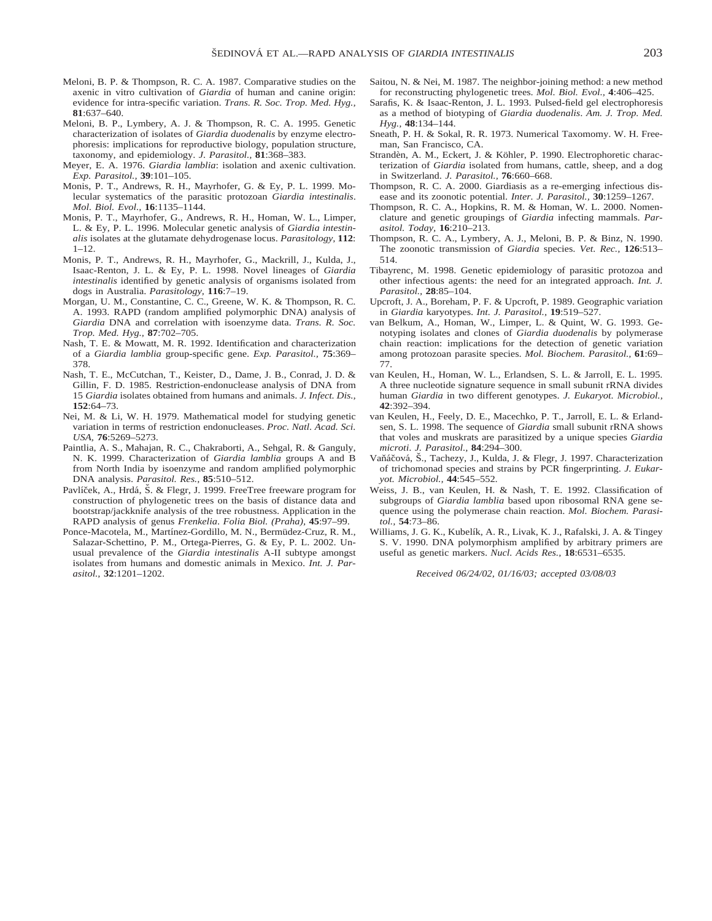Meloni, B. P. & Thompson, R. C. A. 1987. Comparative studies on the axenic in vitro cultivation of *Giardia* of human and canine origin: evidence for intra-specific variation. *Trans. R. Soc. Trop. Med. Hyg.,* **81**:637–640.

Meloni, B. P., Lymbery, A. J. & Thompson, R. C. A. 1995. Genetic characterization of isolates of *Giardia duodenalis* by enzyme electrophoresis: implications for reproductive biology, population structure, taxonomy, and epidemiology. *J. Parasitol.,* **81**:368–383.

Meyer, E. A. 1976. *Giardia lamblia*: isolation and axenic cultivation. *Exp. Parasitol.,* **39**:101–105.

Monis, P. T., Andrews, R. H., Mayrhofer, G. & Ey, P. L. 1999. Molecular systematics of the parasitic protozoan *Giardia intestinalis*. *Mol. Biol. Evol.,* **16**:1135–1144.

Monis, P. T., Mayrhofer, G., Andrews, R. H., Homan, W. L., Limper, L. & Ey, P. L. 1996. Molecular genetic analysis of *Giardia intestinalis* isolates at the glutamate dehydrogenase locus. *Parasitology,* **112**: 1–12.

Monis, P. T., Andrews, R. H., Mayrhofer, G., Mackrill, J., Kulda, J., Isaac-Renton, J. L. & Ey, P. L. 1998. Novel lineages of *Giardia intestinalis* identified by genetic analysis of organisms isolated from dogs in Australia. *Parasitology,* **116**:7–19.

Morgan, U. M., Constantine, C. C., Greene, W. K. & Thompson, R. C. A. 1993. RAPD (random amplified polymorphic DNA) analysis of *Giardia* DNA and correlation with isoenzyme data. *Trans. R. Soc. Trop. Med. Hyg.,* **87**:702–705.

Nash, T. E. & Mowatt, M. R. 1992. Identification and characterization of a *Giardia lamblia* group-specific gene. *Exp. Parasitol.,* **75**:369–378.

Nash, T. E., McCutchan, T., Keister, D., Dame, J. B., Conrad, J. D. & Gillin, F. D. 1985. Restriction-endonuclease analysis of DNA from 15 *Giardia* isolates obtained from humans and animals. *J. Infect. Dis.,* **152**:64–73.

Nei, M. & Li, W. H. 1979. Mathematical model for studying genetic variation in terms of restriction endonucleases. *Proc. Natl. Acad. Sci. USA,* **76**:5269–5273.

Paintlia, A. S., Mahajan, R. C., Chakraborti, A., Sehgal, R. & Ganguly, N. K. 1999. Characterization of *Giardia lamblia* groups A and B from North India by isoenzyme and random amplified polymorphic DNA analysis. *Parasitol. Res.,* **85**:510–512.

Pavlíček, A., Hrdá, Š. & Flegr, J. 1999. FreeTree freeware program for construction of phylogenetic trees on the basis of distance data and bootstrap/jackknife analysis of the tree robustness. Application in the RAPD analysis of genus *Frenkelia*. *Folia Biol. (Praha),* **45**:97–99.

Ponce-Macotela, M., Martínez-Gordillo, M. N., Bermüdez-Cruz, R. M., Salazar-Schettino, P. M., Ortega-Pierres, G. & Ey, P. L. 2002. Unusual prevalence of the *Giardia intestinalis* A-II subtype amongst isolates from humans and domestic animals in Mexico. *Int. J. Parasitol.,* **32**:1201–1202.

Saitou, N. & Nei, M. 1987. The neighbor-joining method: a new method for reconstructing phylogenetic trees. *Mol. Biol. Evol.,* **4**:406–425.

Sarafis, K. & Isaac-Renton, J. L. 1993. Pulsed-field gel electrophoresis as a method of biotyping of *Giardia duodenalis*. *Am. J. Trop. Med. Hyg.,* **48**:134–144.

Sneath, P. H. & Sokal, R. R. 1973. Numerical Taxomomy. W. H. Freeman, San Francisco, CA.

Strandèn, A. M., Eckert, J. & Köhler, P. 1990. Electrophoretic characterization of *Giardia* isolated from humans, cattle, sheep, and a dog in Switzerland. *J. Parasitol.,* **76**:660–668.

Thompson, R. C. A. 2000. Giardiasis as a re-emerging infectious disease and its zoonotic potential. *Inter. J. Parasitol.,* **30**:1259–1267.

Thompson, R. C. A., Hopkins, R. M. & Homan, W. L. 2000. Nomenclature and genetic groupings of *Giardia* infecting mammals. *Parasitol. Today,* **16**:210–213.

Thompson, R. C. A., Lymbery, A. J., Meloni, B. P. & Binz, N. 1990. The zoonotic transmission of *Giardia* species. *Vet. Rec.,* **126**:513–514.

Tibayrenc, M. 1998. Genetic epidemiology of parasitic protozoa and other infectious agents: the need for an integrated approach. *Int. J. Parasitol.,* **28**:85–104.

Upcroft, J. A., Boreham, P. F. & Upcroft, P. 1989. Geographic variation in *Giardia* karyotypes. *Int. J. Parasitol.,* **19**:519–527.

van Belkum, A., Homan, W., Limper, L. & Quint, W. G. 1993. Genotyping isolates and clones of *Giardia duodenalis* by polymerase chain reaction: implications for the detection of genetic variation among protozoan parasite species. *Mol. Biochem. Parasitol.,* **61**:69–77.

van Keulen, H., Homan, W. L., Erlandsen, S. L. & Jarroll, E. L. 1995. A three nucleotide signature sequence in small subunit rRNA divides human *Giardia* in two different genotypes. *J. Eukaryot. Microbiol.,* **42**:392–394.

van Keulen, H., Feely, D. E., Macechko, P. T., Jarroll, E. L. & Erlandsen, S. L. 1998. The sequence of *Giardia* small subunit rRNA shows that voles and muskrats are parasitized by a unique species *Giardia microti*. *J. Parasitol.,* **84**:294–300.

Vaňáčová, Š., Tachezy, J., Kulda, J. & Flegr, J. 1997. Characterization of trichomonad species and strains by PCR fingerprinting. *J. Eukaryot. Microbiol.,* **44**:545–552.

Weiss, J. B., van Keulen, H. & Nash, T. E. 1992. Classification of subgroups of *Giardia lamblia* based upon ribosomal RNA gene sequence using the polymerase chain reaction. *Mol. Biochem. Parasitol.,* **54**:73–86.

Williams, J. G. K., Kubelík, A. R., Livak, K. J., Rafalski, J. A. & Tingey S. V. 1990. DNA polymorphism amplified by arbitrary primers are useful as genetic markers. *Nucl. Acids Res.,* **18**:6531–6535.

*Received 06/24/02, 01/16/03; accepted 03/08/03*